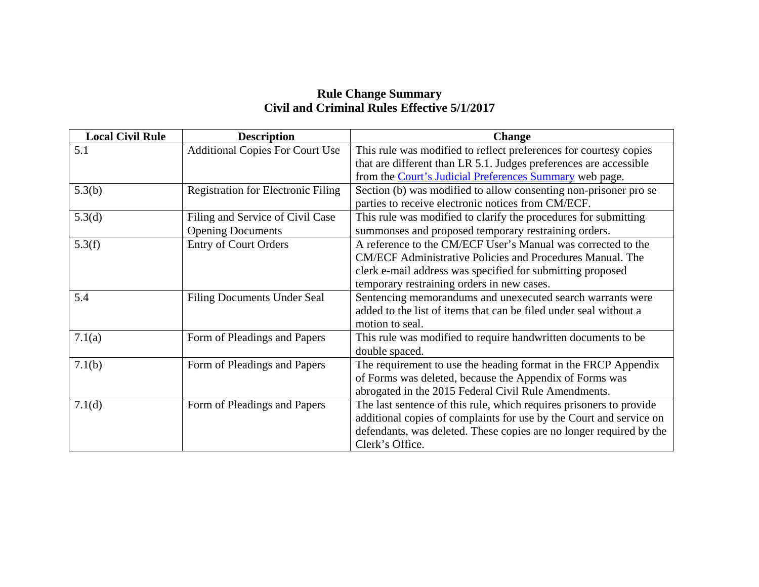# Rule Change Summary
## Civil and Criminal Rules Effective 5/1/2017

| Local Civil Rule | Description | Change |
|---|---|---|
| 5.1 | Additional Copies For Court Use | This rule was modified to reflect preferences for courtesy copies that are different than LR 5.1. Judges preferences are accessible from the Court's Judicial Preferences Summary web page. |
| 5.3(b) | Registration for Electronic Filing | Section (b) was modified to allow consenting non-prisoner pro se parties to receive electronic notices from CM/ECF. |
| 5.3(d) | Filing and Service of Civil Case Opening Documents | This rule was modified to clarify the procedures for submitting summonses and proposed temporary restraining orders. |
| 5.3(f) | Entry of Court Orders | A reference to the CM/ECF User's Manual was corrected to the CM/ECF Administrative Policies and Procedures Manual. The clerk e-mail address was specified for submitting proposed temporary restraining orders in new cases. |
| 5.4 | Filing Documents Under Seal | Sentencing memorandums and unexecuted search warrants were added to the list of items that can be filed under seal without a motion to seal. |
| 7.1(a) | Form of Pleadings and Papers | This rule was modified to require handwritten documents to be double spaced. |
| 7.1(b) | Form of Pleadings and Papers | The requirement to use the heading format in the FRCP Appendix of Forms was deleted, because the Appendix of Forms was abrogated in the 2015 Federal Civil Rule Amendments. |
| 7.1(d) | Form of Pleadings and Papers | The last sentence of this rule, which requires prisoners to provide additional copies of complaints for use by the Court and service on defendants, was deleted. These copies are no longer required by the Clerk's Office. |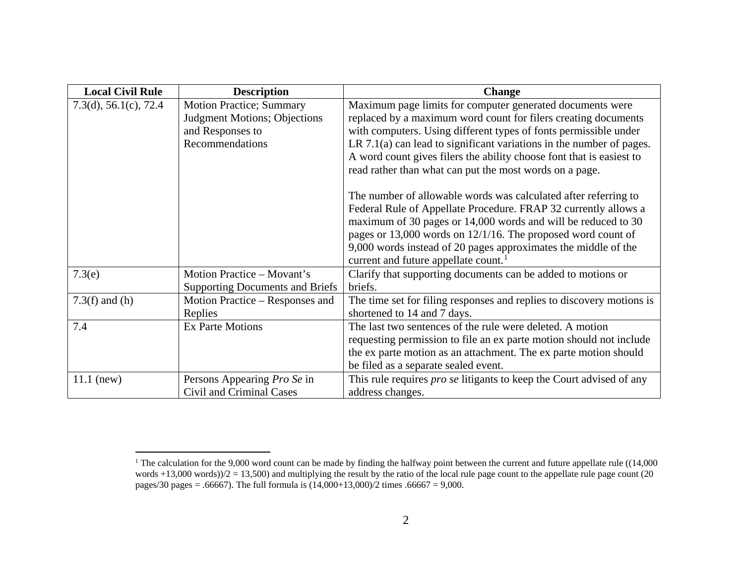| Local Civil Rule | Description | Change |
| --- | --- | --- |
| 7.3(d), 56.1(c), 72.4 | Motion Practice; Summary Judgment Motions; Objections and Responses to Recommendations | Maximum page limits for computer generated documents were replaced by a maximum word count for filers creating documents with computers. Using different types of fonts permissible under LR 7.1(a) can lead to significant variations in the number of pages. A word count gives filers the ability choose font that is easiest to read rather than what can put the most words on a page.<br><br>The number of allowable words was calculated after referring to Federal Rule of Appellate Procedure. FRAP 32 currently allows a maximum of 30 pages or 14,000 words and will be reduced to 30 pages or 13,000 words on 12/1/16. The proposed word count of 9,000 words instead of 20 pages approximates the middle of the current and future appellate count.[1] |
| 7.3(e) | Motion Practice – Movant's Supporting Documents and Briefs | Clarify that supporting documents can be added to motions or briefs. |
| 7.3(f) and (h) | Motion Practice – Responses and Replies | The time set for filing responses and replies to discovery motions is shortened to 14 and 7 days. |
| 7.4 | Ex Parte Motions | The last two sentences of the rule were deleted. A motion requesting permission to file an ex parte motion should not include the ex parte motion as an attachment. The ex parte motion should be filed as a separate sealed event. |
| 11.1 (new) | Persons Appearing *Pro Se* in Civil and Criminal Cases | This rule requires *pro se* litigants to keep the Court advised of any address changes. |

[1] The calculation for the 9,000 word count can be made by finding the halfway point between the current and future appellate rule ((14,000 words +13,000 words))/2 = 13,500) and multiplying the result by the ratio of the local rule page count to the appellate rule page count (20 pages/30 pages = .66667). The full formula is (14,000+13,000)/2 times .66667 = 9,000.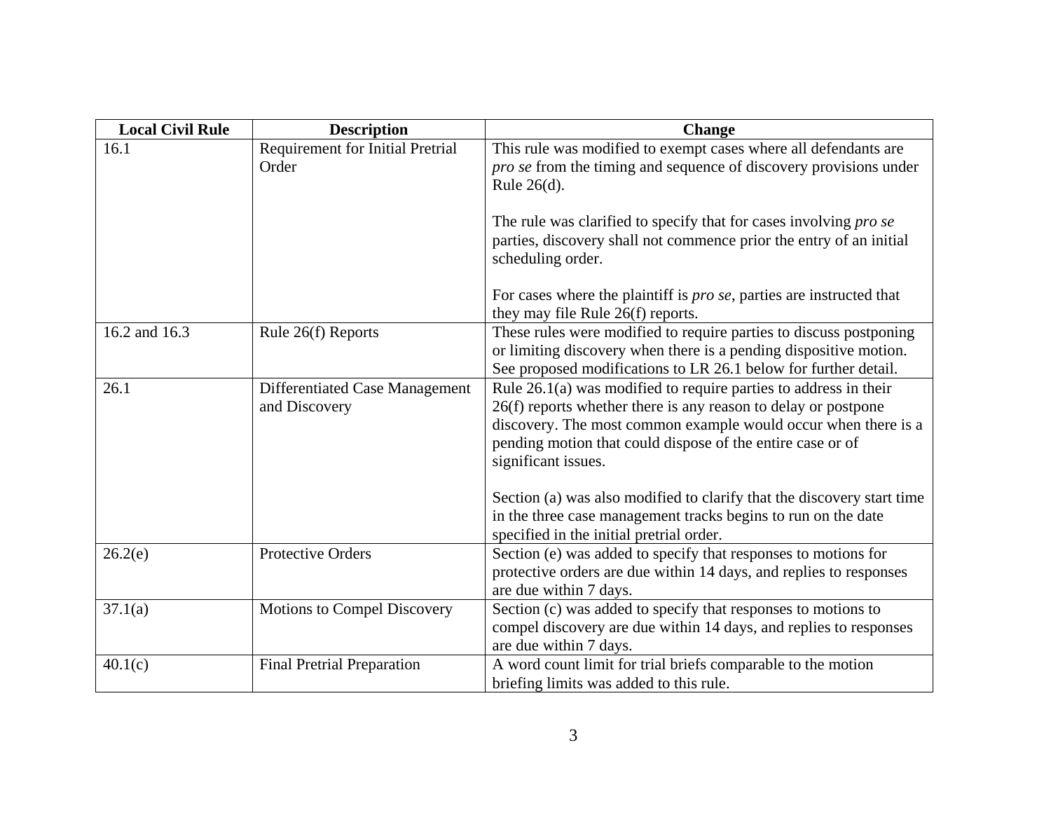| Local Civil Rule | Description | Change |
|---|---|---|
| 16.1 | Requirement for Initial Pretrial Order | This rule was modified to exempt cases where all defendants are *pro se* from the timing and sequence of discovery provisions under Rule 26(d).<br><br>The rule was clarified to specify that for cases involving *pro se* parties, discovery shall not commence prior the entry of an initial scheduling order.<br><br>For cases where the plaintiff is *pro se*, parties are instructed that they may file Rule 26(f) reports. |
| 16.2 and 16.3 | Rule 26(f) Reports | These rules were modified to require parties to discuss postponing or limiting discovery when there is a pending dispositive motion. See proposed modifications to LR 26.1 below for further detail. |
| 26.1 | Differentiated Case Management and Discovery | Rule 26.1(a) was modified to require parties to address in their 26(f) reports whether there is any reason to delay or postpone discovery. The most common example would occur when there is a pending motion that could dispose of the entire case or of significant issues.<br><br>Section (a) was also modified to clarify that the discovery start time in the three case management tracks begins to run on the date specified in the initial pretrial order. |
| 26.2(e) | Protective Orders | Section (e) was added to specify that responses to motions for protective orders are due within 14 days, and replies to responses are due within 7 days. |
| 37.1(a) | Motions to Compel Discovery | Section (c) was added to specify that responses to motions to compel discovery are due within 14 days, and replies to responses are due within 7 days. |
| 40.1(c) | Final Pretrial Preparation | A word count limit for trial briefs comparable to the motion briefing limits was added to this rule. |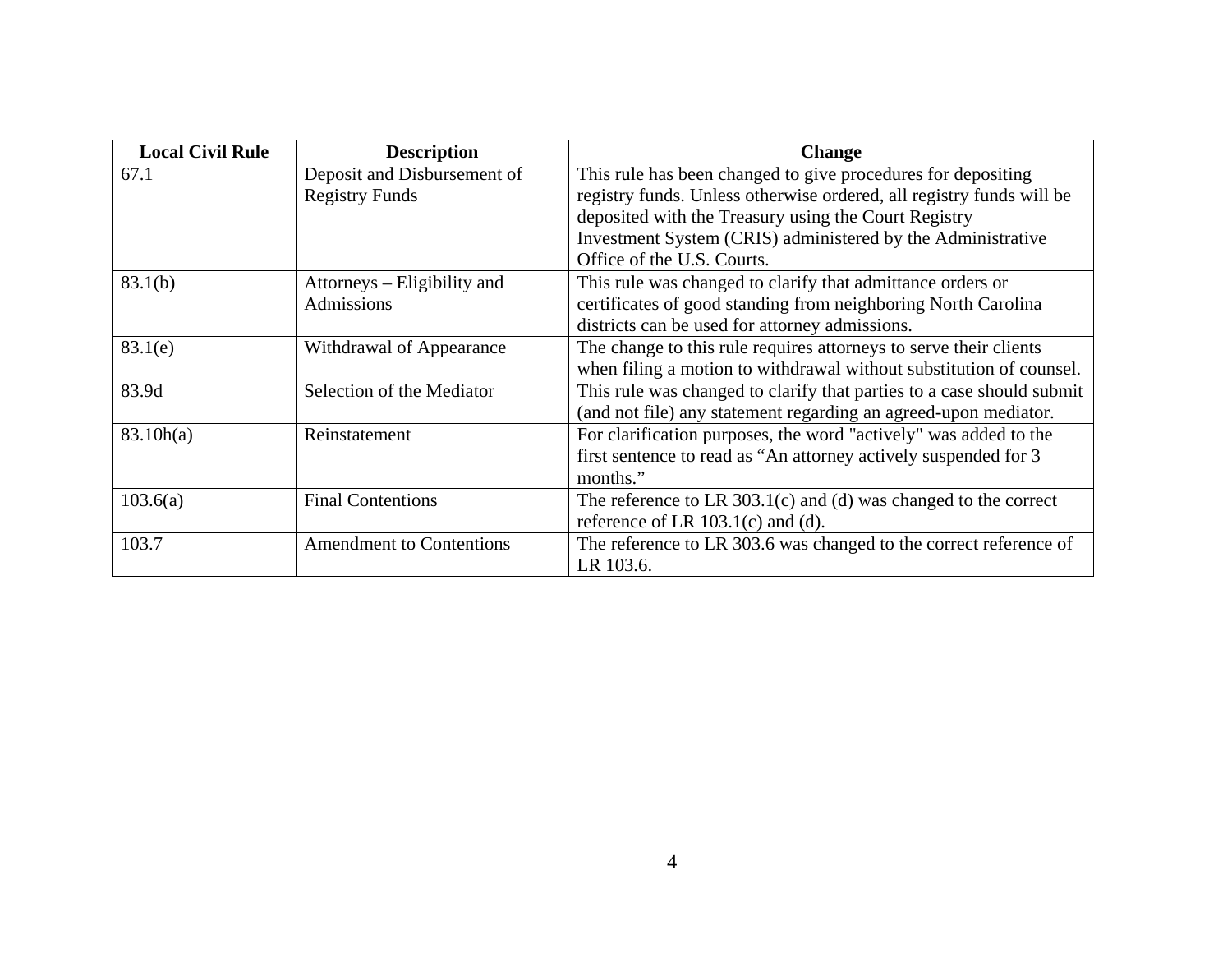| Local Civil Rule | Description | Change |
| --- | --- | --- |
| 67.1 | Deposit and Disbursement of Registry Funds | This rule has been changed to give procedures for depositing registry funds. Unless otherwise ordered, all registry funds will be deposited with the Treasury using the Court Registry Investment System (CRIS) administered by the Administrative Office of the U.S. Courts. |
| 83.1(b) | Attorneys – Eligibility and Admissions | This rule was changed to clarify that admittance orders or certificates of good standing from neighboring North Carolina districts can be used for attorney admissions. |
| 83.1(e) | Withdrawal of Appearance | The change to this rule requires attorneys to serve their clients when filing a motion to withdrawal without substitution of counsel. |
| 83.9d | Selection of the Mediator | This rule was changed to clarify that parties to a case should submit (and not file) any statement regarding an agreed-upon mediator. |
| 83.10h(a) | Reinstatement | For clarification purposes, the word "actively" was added to the first sentence to read as "An attorney actively suspended for 3 months." |
| 103.6(a) | Final Contentions | The reference to LR 303.1(c) and (d) was changed to the correct reference of LR 103.1(c) and (d). |
| 103.7 | Amendment to Contentions | The reference to LR 303.6 was changed to the correct reference of LR 103.6. |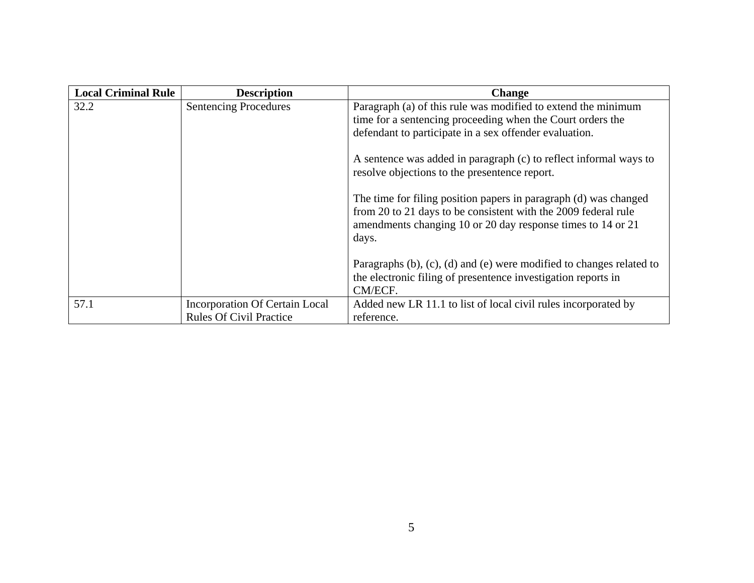| Local Criminal Rule | Description | Change |
|---|---|---|
| 32.2 | Sentencing Procedures | Paragraph (a) of this rule was modified to extend the minimum time for a sentencing proceeding when the Court orders the defendant to participate in a sex offender evaluation.<br><br>A sentence was added in paragraph (c) to reflect informal ways to resolve objections to the presentence report.<br><br>The time for filing position papers in paragraph (d) was changed from 20 to 21 days to be consistent with the 2009 federal rule amendments changing 10 or 20 day response times to 14 or 21 days.<br><br>Paragraphs (b), (c), (d) and (e) were modified to changes related to the electronic filing of presentence investigation reports in CM/ECF. |
| 57.1 | Incorporation Of Certain Local Rules Of Civil Practice | Added new LR 11.1 to list of local civil rules incorporated by reference. |